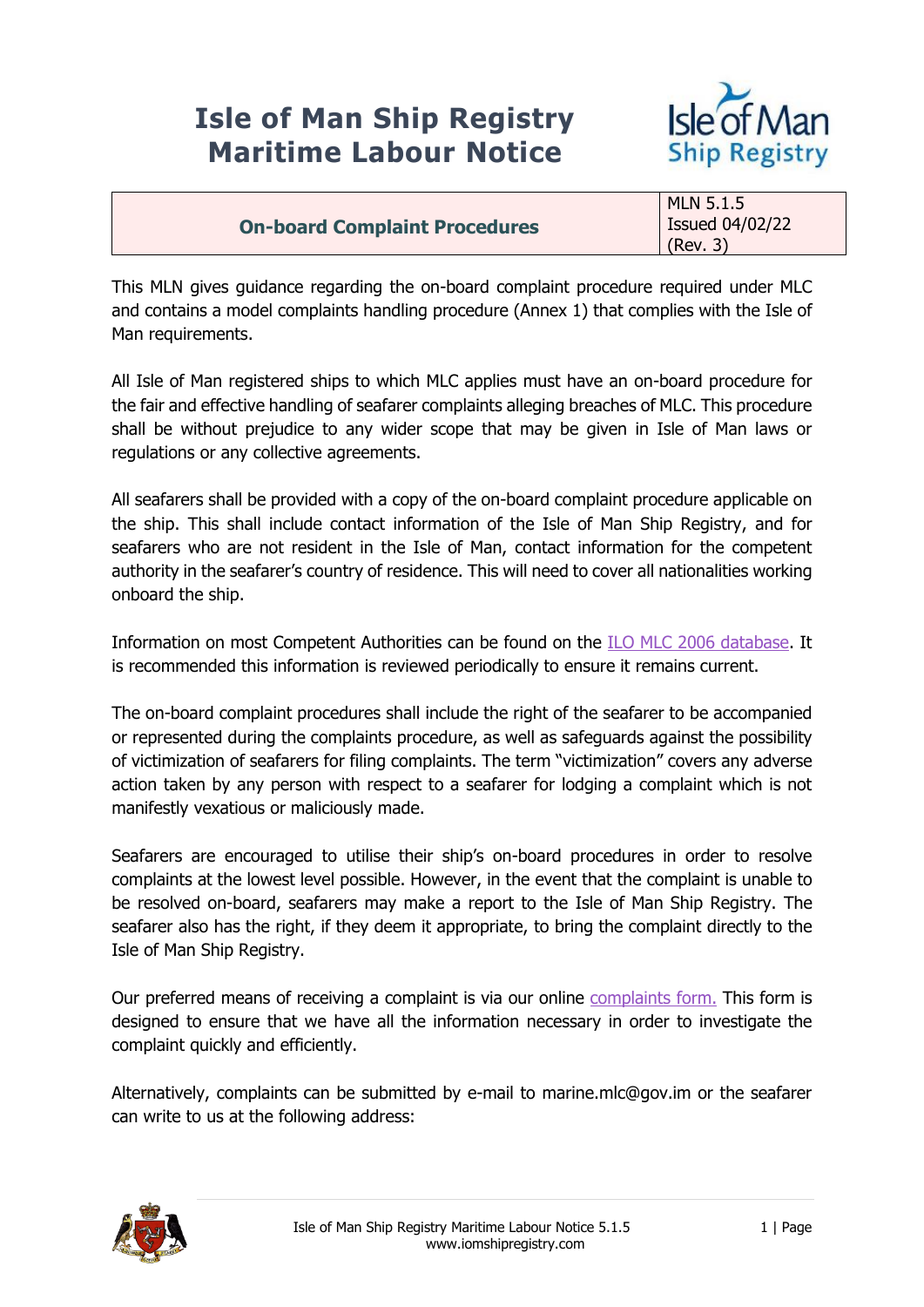# Isle of Man Ship Registry Maritime Labour Notice

| On-board Complaint Procedures | MLN 5.1.5<br>Issued 04/02/22<br>(Rev. 3) |
| --- | --- |

This MLN gives guidance regarding the on-board complaint procedure required under MLC and contains a model complaints handling procedure (Annex 1) that complies with the Isle of Man requirements.

All Isle of Man registered ships to which MLC applies must have an on-board procedure for the fair and effective handling of seafarer complaints alleging breaches of MLC. This procedure shall be without prejudice to any wider scope that may be given in Isle of Man laws or regulations or any collective agreements.

All seafarers shall be provided with a copy of the on-board complaint procedure applicable on the ship. This shall include contact information of the Isle of Man Ship Registry, and for seafarers who are not resident in the Isle of Man, contact information for the competent authority in the seafarer's country of residence. This will need to cover all nationalities working onboard the ship.

Information on most Competent Authorities can be found on the ILO MLC 2006 database. It is recommended this information is reviewed periodically to ensure it remains current.

The on-board complaint procedures shall include the right of the seafarer to be accompanied or represented during the complaints procedure, as well as safeguards against the possibility of victimization of seafarers for filing complaints. The term "victimization" covers any adverse action taken by any person with respect to a seafarer for lodging a complaint which is not manifestly vexatious or maliciously made.

Seafarers are encouraged to utilise their ship's on-board procedures in order to resolve complaints at the lowest level possible. However, in the event that the complaint is unable to be resolved on-board, seafarers may make a report to the Isle of Man Ship Registry. The seafarer also has the right, if they deem it appropriate, to bring the complaint directly to the Isle of Man Ship Registry.

Our preferred means of receiving a complaint is via our online complaints form. This form is designed to ensure that we have all the information necessary in order to investigate the complaint quickly and efficiently.

Alternatively, complaints can be submitted by e-mail to marine.mlc@gov.im or the seafarer can write to us at the following address: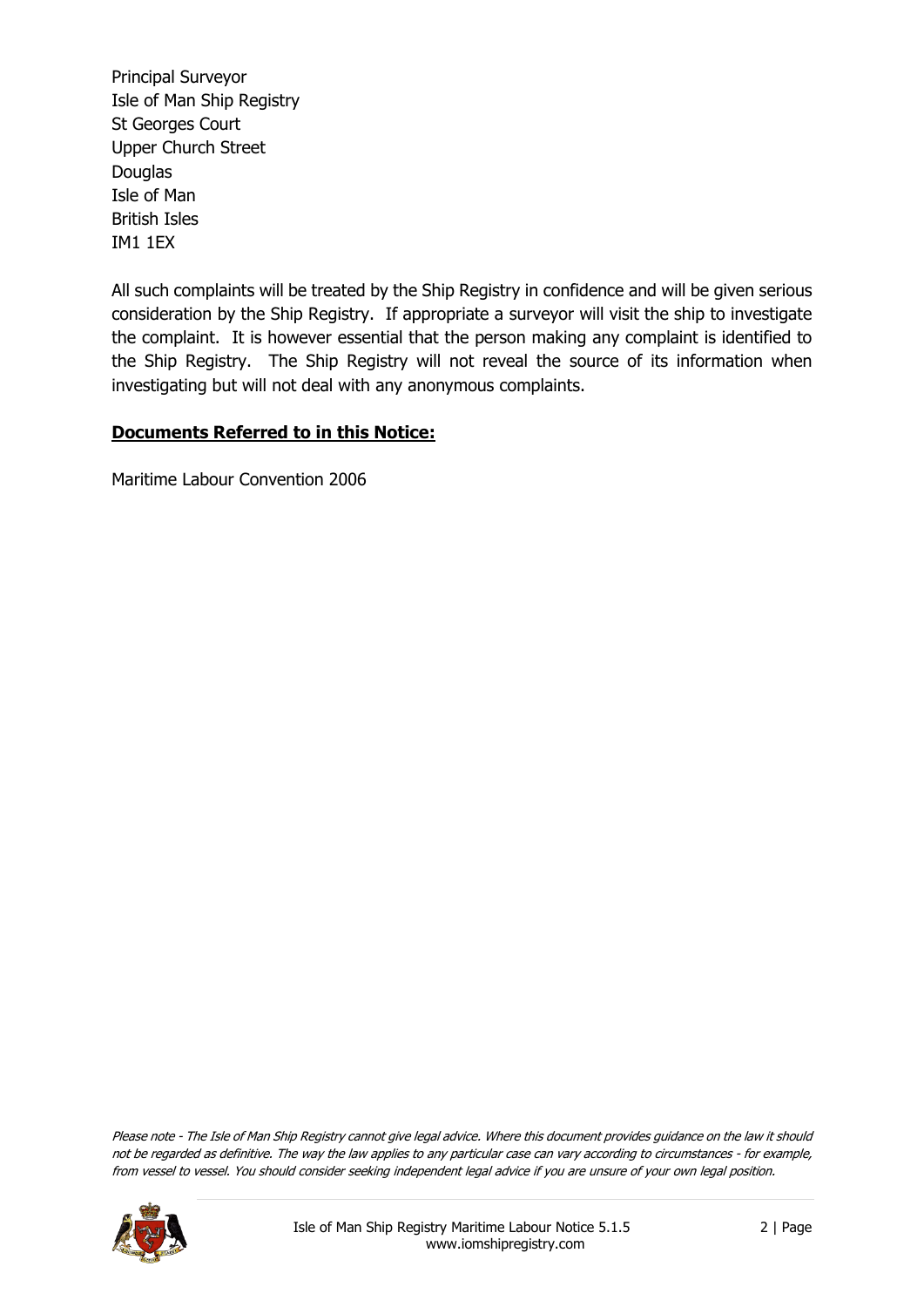Principal Surveyor
Isle of Man Ship Registry
St Georges Court
Upper Church Street
Douglas
Isle of Man
British Isles
IM1 1EX

All such complaints will be treated by the Ship Registry in confidence and will be given serious consideration by the Ship Registry. If appropriate a surveyor will visit the ship to investigate the complaint. It is however essential that the person making any complaint is identified to the Ship Registry. The Ship Registry will not reveal the source of its information when investigating but will not deal with any anonymous complaints.

**Documents Referred to in this Notice:**

Maritime Labour Convention 2006

*Please note - The Isle of Man Ship Registry cannot give legal advice. Where this document provides guidance on the law it should not be regarded as definitive. The way the law applies to any particular case can vary according to circumstances - for example, from vessel to vessel. You should consider seeking independent legal advice if you are unsure of your own legal position.*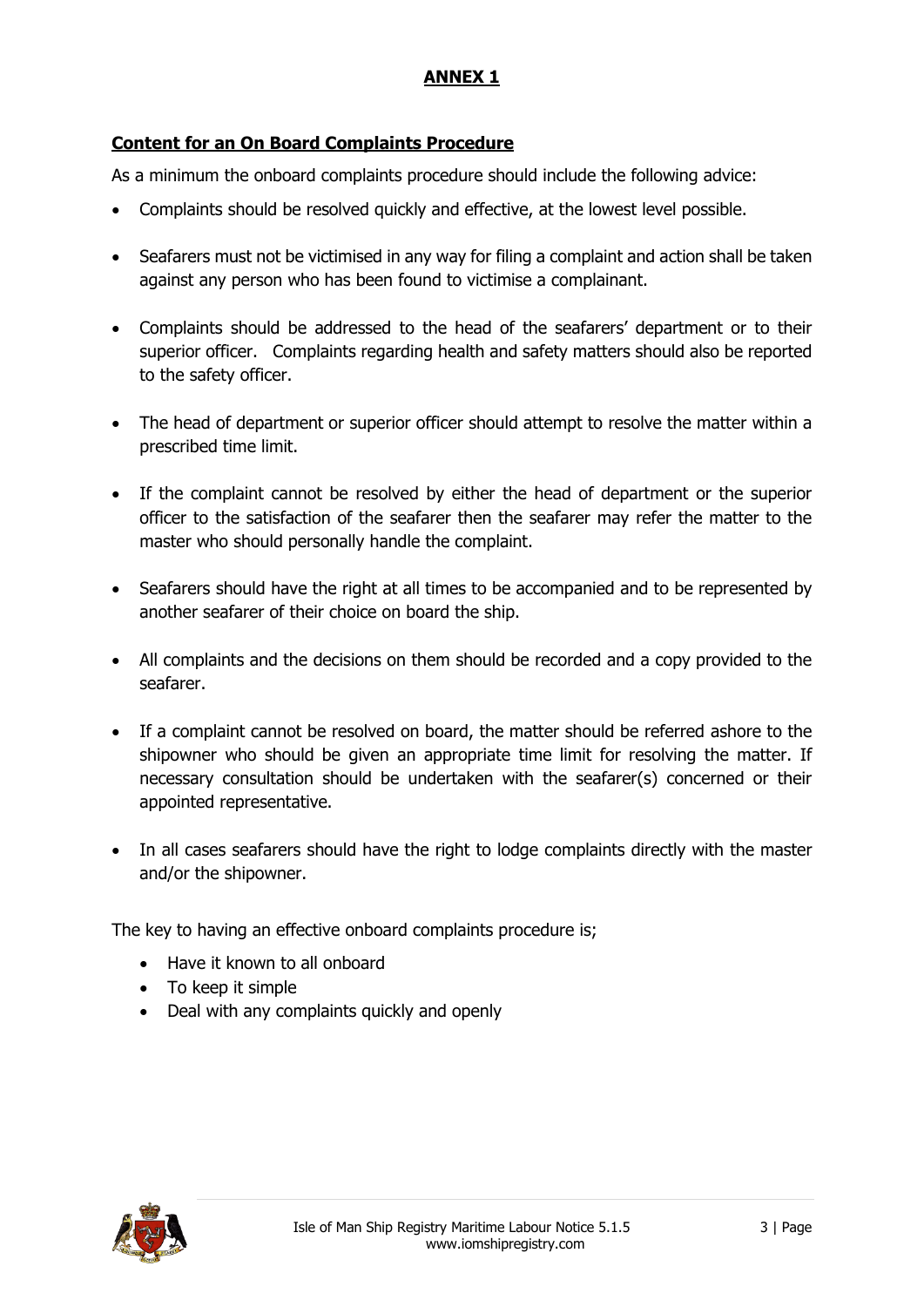**ANNEX 1**

## Content for an On Board Complaints Procedure

As a minimum the onboard complaints procedure should include the following advice:

- Complaints should be resolved quickly and effective, at the lowest level possible.
- Seafarers must not be victimised in any way for filing a complaint and action shall be taken against any person who has been found to victimise a complainant.
- Complaints should be addressed to the head of the seafarers' department or to their superior officer. Complaints regarding health and safety matters should also be reported to the safety officer.
- The head of department or superior officer should attempt to resolve the matter within a prescribed time limit.
- If the complaint cannot be resolved by either the head of department or the superior officer to the satisfaction of the seafarer then the seafarer may refer the matter to the master who should personally handle the complaint.
- Seafarers should have the right at all times to be accompanied and to be represented by another seafarer of their choice on board the ship.
- All complaints and the decisions on them should be recorded and a copy provided to the seafarer.
- If a complaint cannot be resolved on board, the matter should be referred ashore to the shipowner who should be given an appropriate time limit for resolving the matter. If necessary consultation should be undertaken with the seafarer(s) concerned or their appointed representative.
- In all cases seafarers should have the right to lodge complaints directly with the master and/or the shipowner.

The key to having an effective onboard complaints procedure is;

- Have it known to all onboard
- To keep it simple
- Deal with any complaints quickly and openly